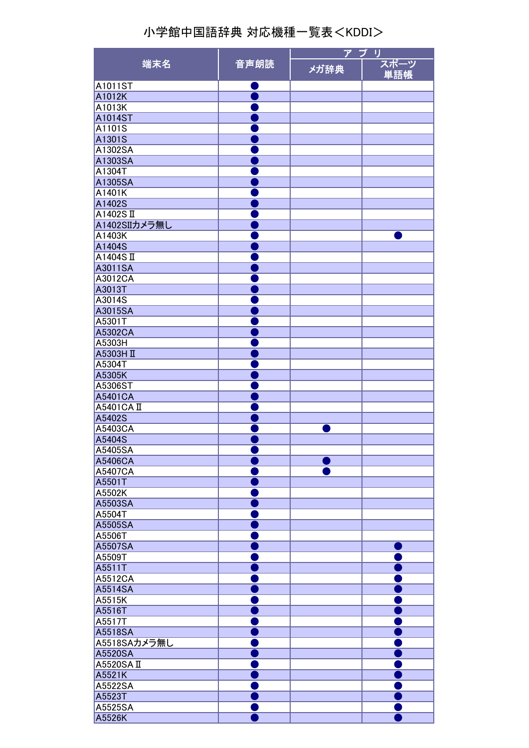# 小学館中国語辞典 対応機種一覧表＜KDDI＞

| 端末名 | 音声朗読 | アプリ | |
|---|---|---|---|
| | | メガ辞典 | スポーツ単語帳 |
| A1011ST | ● | | |
| A1012K | ● | | |
| A1013K | ● | | |
| A1014ST | ● | | |
| A1101S | ● | | |
| A1301S | ● | | |
| A1302SA | ● | | |
| A1303SA | ● | | |
| A1304T | ● | | |
| A1305SA | ● | | |
| A1401K | ● | | |
| A1402S | ● | | |
| A1402SⅡ | ● | | |
| A1402SⅡカメラ無し | ● | | |
| A1403K | ● | | ● |
| A1404S | ● | | |
| A1404SⅡ | ● | | |
| A3011SA | ● | | |
| A3012CA | ● | | |
| A3013T | ● | | |
| A3014S | ● | | |
| A3015SA | ● | | |
| A5301T | ● | | |
| A5302CA | ● | | |
| A5303H | ● | | |
| A5303HⅡ | ● | | |
| A5304T | ● | | |
| A5305K | ● | | |
| A5306ST | ● | | |
| A5401CA | ● | | |
| A5401CAⅡ | ● | | |
| A5402S | ● | | |
| A5403CA | ● | ● | |
| A5404S | ● | | |
| A5405SA | ● | | |
| A5406CA | ● | ● | |
| A5407CA | ● | ● | |
| A5501T | ● | | |
| A5502K | ● | | |
| A5503SA | ● | | |
| A5504T | ● | | |
| A5505SA | ● | | |
| A5506T | ● | | |
| A5507SA | ● | | ● |
| A5509T | ● | | ● |
| A5511T | ● | | ● |
| A5512CA | ● | | ● |
| A5514SA | ● | | ● |
| A5515K | ● | | ● |
| A5516T | ● | | ● |
| A5517T | ● | | ● |
| A5518SA | ● | | ● |
| A5518SAカメラ無し | ● | | ● |
| A5520SA | ● | | ● |
| A5520SAⅡ | ● | | ● |
| A5521K | ● | | ● |
| A5522SA | ● | | ● |
| A5523T | ● | | ● |
| A5525SA | ● | | ● |
| A5526K | ● | | ● |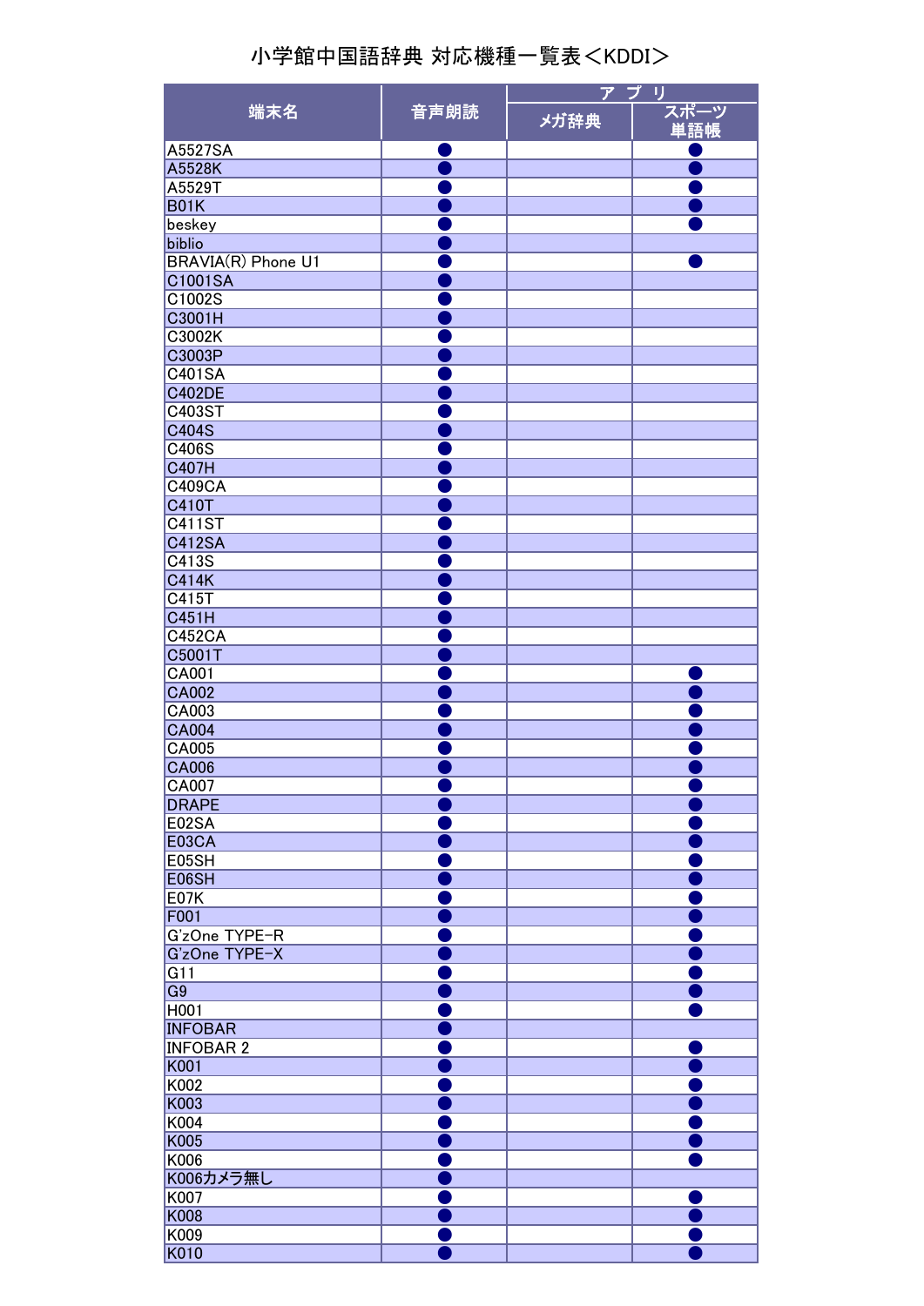# 小学館中国語辞典 対応機種一覧表＜KDDI＞

| 端末名 | 音声朗読 | アプリ | |
|---|---|---|---|
| | | メガ辞典 | スポーツ単語帳 |
| A5527SA | ● | | ● |
| A5528K | ● | | ● |
| A5529T | ● | | ● |
| B01K | ● | | ● |
| beskey | ● | | ● |
| biblio | ● | | |
| BRAVIA(R) Phone U1 | ● | | ● |
| C1001SA | ● | | |
| C1002S | ● | | |
| C3001H | ● | | |
| C3002K | ● | | |
| C3003P | ● | | |
| C401SA | ● | | |
| C402DE | ● | | |
| C403ST | ● | | |
| C404S | ● | | |
| C406S | ● | | |
| C407H | ● | | |
| C409CA | ● | | |
| C410T | ● | | |
| C411ST | ● | | |
| C412SA | ● | | |
| C413S | ● | | |
| C414K | ● | | |
| C415T | ● | | |
| C451H | ● | | |
| C452CA | ● | | |
| C5001T | ● | | |
| CA001 | ● | | ● |
| CA002 | ● | | ● |
| CA003 | ● | | ● |
| CA004 | ● | | ● |
| CA005 | ● | | ● |
| CA006 | ● | | ● |
| CA007 | ● | | ● |
| DRAPE | ● | | ● |
| E02SA | ● | | ● |
| E03CA | ● | | ● |
| E05SH | ● | | ● |
| E06SH | ● | | ● |
| E07K | ● | | ● |
| F001 | ● | | ● |
| G'zOne TYPE-R | ● | | ● |
| G'zOne TYPE-X | ● | | ● |
| G11 | ● | | ● |
| G9 | ● | | ● |
| H001 | ● | | ● |
| INFOBAR | ● | | |
| INFOBAR 2 | ● | | ● |
| K001 | ● | | ● |
| K002 | ● | | ● |
| K003 | ● | | ● |
| K004 | ● | | ● |
| K005 | ● | | ● |
| K006 | ● | | ● |
| K006カメラ無し | ● | | |
| K007 | ● | | ● |
| K008 | ● | | ● |
| K009 | ● | | ● |
| K010 | ● | | ● |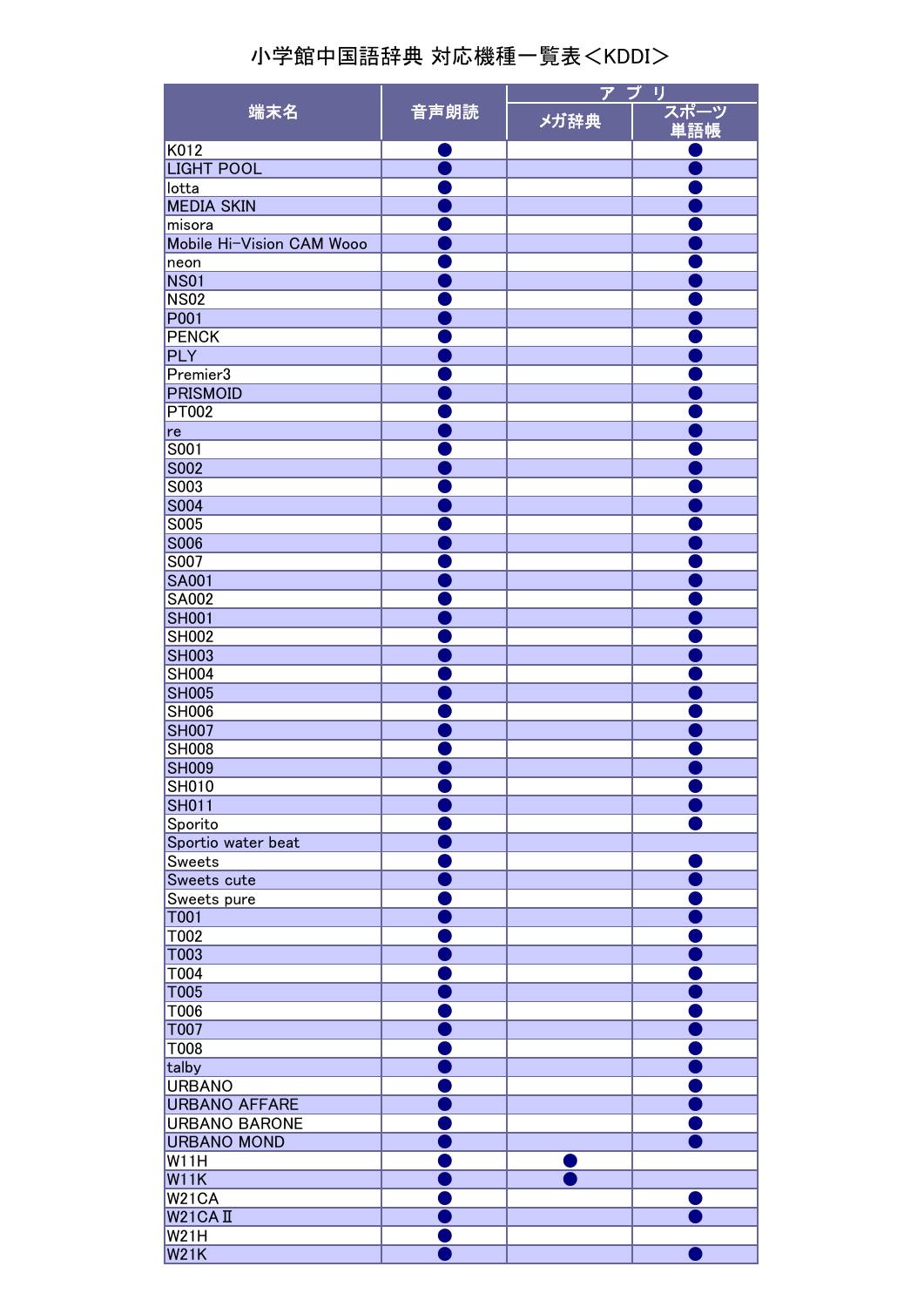# 小学館中国語辞典 対応機種一覧表＜KDDI＞

| 端末名 | 音声朗読 | アプリ | |
|---|---|---|---|
| | | メガ辞典 | スポーツ単語帳 |
| K012 | ● | | ● |
| LIGHT POOL | ● | | ● |
| lotta | ● | | ● |
| MEDIA SKIN | ● | | ● |
| misora | ● | | ● |
| Mobile Hi-Vision CAM Wooo | ● | | ● |
| neon | ● | | ● |
| NS01 | ● | | ● |
| NS02 | ● | | ● |
| P001 | ● | | ● |
| PENCK | ● | | ● |
| PLY | ● | | ● |
| Premier3 | ● | | ● |
| PRISMOID | ● | | ● |
| PT002 | ● | | ● |
| re | ● | | ● |
| S001 | ● | | ● |
| S002 | ● | | ● |
| S003 | ● | | ● |
| S004 | ● | | ● |
| S005 | ● | | ● |
| S006 | ● | | ● |
| S007 | ● | | ● |
| SA001 | ● | | ● |
| SA002 | ● | | ● |
| SH001 | ● | | ● |
| SH002 | ● | | ● |
| SH003 | ● | | ● |
| SH004 | ● | | ● |
| SH005 | ● | | ● |
| SH006 | ● | | ● |
| SH007 | ● | | ● |
| SH008 | ● | | ● |
| SH009 | ● | | ● |
| SH010 | ● | | ● |
| SH011 | ● | | ● |
| Sporito | ● | | ● |
| Sportio water beat | ● | | |
| Sweets | ● | | ● |
| Sweets cute | ● | | ● |
| Sweets pure | ● | | ● |
| T001 | ● | | ● |
| T002 | ● | | ● |
| T003 | ● | | ● |
| T004 | ● | | ● |
| T005 | ● | | ● |
| T006 | ● | | ● |
| T007 | ● | | ● |
| T008 | ● | | ● |
| talby | ● | | ● |
| URBANO | ● | | ● |
| URBANO AFFARE | ● | | ● |
| URBANO BARONE | ● | | ● |
| URBANO MOND | ● | | ● |
| W11H | ● | ● | |
| W11K | ● | ● | |
| W21CA | ● | | ● |
| W21CA II | ● | | ● |
| W21H | ● | | |
| W21K | ● | | ● |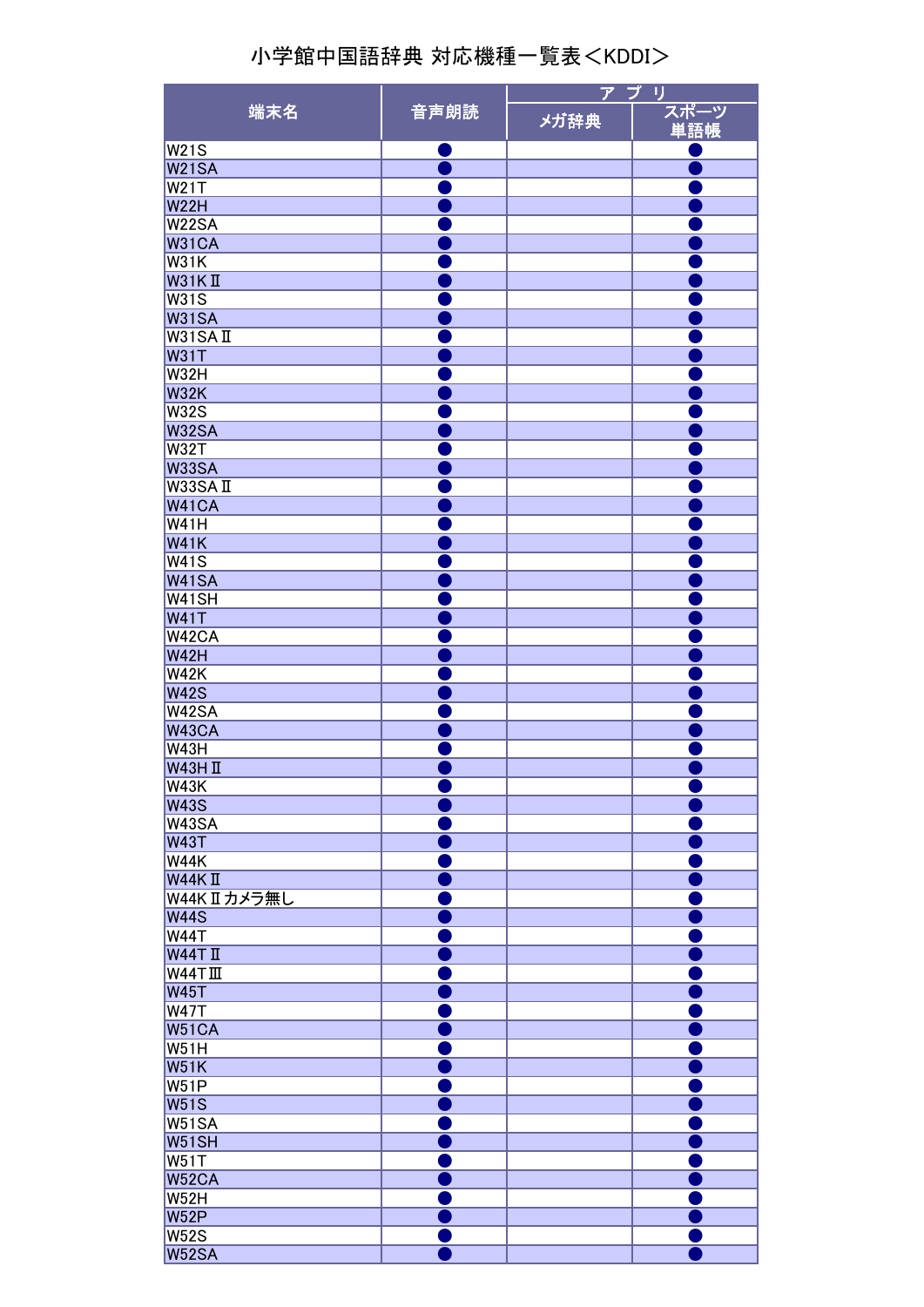# 小学館中国語辞典 対応機種一覧表＜KDDI＞

| 端末名 | 音声朗読 | アプリ | |
|---|---|---|---|
| | | メガ辞典 | スポーツ単語帳 |
| W21S | ● | | ● |
| W21SA | ● | | ● |
| W21T | ● | | ● |
| W22H | ● | | ● |
| W22SA | ● | | ● |
| W31CA | ● | | ● |
| W31K | ● | | ● |
| W31KⅡ | ● | | ● |
| W31S | ● | | ● |
| W31SA | ● | | ● |
| W31SAⅡ | ● | | ● |
| W31T | ● | | ● |
| W32H | ● | | ● |
| W32K | ● | | ● |
| W32S | ● | | ● |
| W32SA | ● | | ● |
| W32T | ● | | ● |
| W33SA | ● | | ● |
| W33SAⅡ | ● | | ● |
| W41CA | ● | | ● |
| W41H | ● | | ● |
| W41K | ● | | ● |
| W41S | ● | | ● |
| W41SA | ● | | ● |
| W41SH | ● | | ● |
| W41T | ● | | ● |
| W42CA | ● | | ● |
| W42H | ● | | ● |
| W42K | ● | | ● |
| W42S | ● | | ● |
| W42SA | ● | | ● |
| W43CA | ● | | ● |
| W43H | ● | | ● |
| W43HⅡ | ● | | ● |
| W43K | ● | | ● |
| W43S | ● | | ● |
| W43SA | ● | | ● |
| W43T | ● | | ● |
| W44K | ● | | ● |
| W44KⅡ | ● | | ● |
| W44KⅡカメラ無し | ● | | ● |
| W44S | ● | | ● |
| W44T | ● | | ● |
| W44TⅡ | ● | | ● |
| W44TⅢ | ● | | ● |
| W45T | ● | | ● |
| W47T | ● | | ● |
| W51CA | ● | | ● |
| W51H | ● | | ● |
| W51K | ● | | ● |
| W51P | ● | | ● |
| W51S | ● | | ● |
| W51SA | ● | | ● |
| W51SH | ● | | ● |
| W51T | ● | | ● |
| W52CA | ● | | ● |
| W52H | ● | | ● |
| W52P | ● | | ● |
| W52S | ● | | ● |
| W52SA | ● | | ● |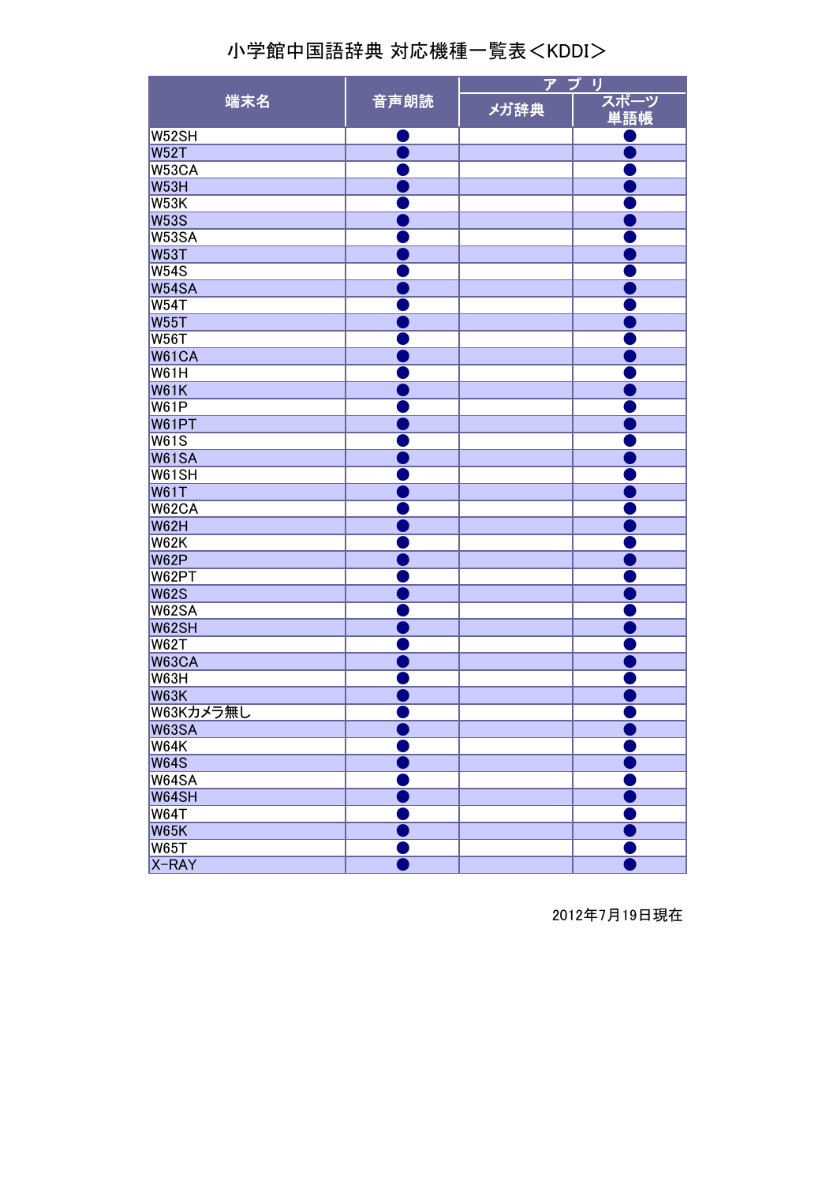# 小学館中国語辞典 対応機種一覧表＜KDDI＞

| 端末名 | 音声朗読 | アプリ | |
|---|---|---|---|
| | | メガ辞典 | スポーツ単語帳 |
| W52SH | ● | | ● |
| W52T | ● | | ● |
| W53CA | ● | | ● |
| W53H | ● | | ● |
| W53K | ● | | ● |
| W53S | ● | | ● |
| W53SA | ● | | ● |
| W53T | ● | | ● |
| W54S | ● | | ● |
| W54SA | ● | | ● |
| W54T | ● | | ● |
| W55T | ● | | ● |
| W56T | ● | | ● |
| W61CA | ● | | ● |
| W61H | ● | | ● |
| W61K | ● | | ● |
| W61P | ● | | ● |
| W61PT | ● | | ● |
| W61S | ● | | ● |
| W61SA | ● | | ● |
| W61SH | ● | | ● |
| W61T | ● | | ● |
| W62CA | ● | | ● |
| W62H | ● | | ● |
| W62K | ● | | ● |
| W62P | ● | | ● |
| W62PT | ● | | ● |
| W62S | ● | | ● |
| W62SA | ● | | ● |
| W62SH | ● | | ● |
| W62T | ● | | ● |
| W63CA | ● | | ● |
| W63H | ● | | ● |
| W63K | ● | | ● |
| W63Kカメラ無し | ● | | ● |
| W63SA | ● | | ● |
| W64K | ● | | ● |
| W64S | ● | | ● |
| W64SA | ● | | ● |
| W64SH | ● | | ● |
| W64T | ● | | ● |
| W65K | ● | | ● |
| W65T | ● | | ● |
| X-RAY | ● | | ● |

2012年7月19日現在